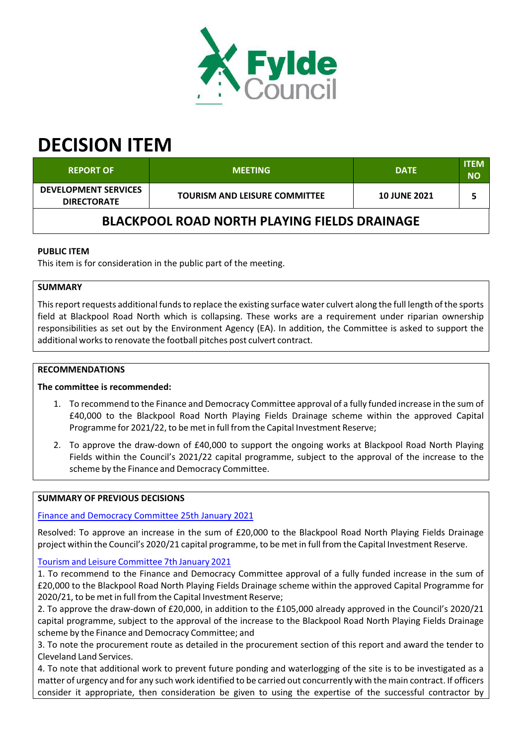# DECISION ITEM

| REPORT OF | MEETING | DATE | ITEM NO |
| --- | --- | --- | --- |
| DEVELOPMENT SERVICES DIRECTORATE | TOURISM AND LEISURE COMMITTEE | 10 JUNE 2021 | 5 |

## BLACKPOOL ROAD NORTH PLAYING FIELDS DRAINAGE

**PUBLIC ITEM**

This item is for consideration in the public part of the meeting.

**SUMMARY**

This report requests additional funds to replace the existing surface water culvert along the full length of the sports field at Blackpool Road North which is collapsing. These works are a requirement under riparian ownership responsibilities as set out by the Environment Agency (EA). In addition, the Committee is asked to support the additional works to renovate the football pitches post culvert contract.

**RECOMMENDATIONS**

**The committee is recommended:**

1. To recommend to the Finance and Democracy Committee approval of a fully funded increase in the sum of £40,000 to the Blackpool Road North Playing Fields Drainage scheme within the approved Capital Programme for 2021/22, to be met in full from the Capital Investment Reserve;
2. To approve the draw-down of £40,000 to support the ongoing works at Blackpool Road North Playing Fields within the Council's 2021/22 capital programme, subject to the approval of the increase to the scheme by the Finance and Democracy Committee.

**SUMMARY OF PREVIOUS DECISIONS**

Finance and Democracy Committee 25th January 2021

Resolved: To approve an increase in the sum of £20,000 to the Blackpool Road North Playing Fields Drainage project within the Council's 2020/21 capital programme, to be met in full from the Capital Investment Reserve.

Tourism and Leisure Committee 7th January 2021

1. To recommend to the Finance and Democracy Committee approval of a fully funded increase in the sum of £20,000 to the Blackpool Road North Playing Fields Drainage scheme within the approved Capital Programme for 2020/21, to be met in full from the Capital Investment Reserve;
2. To approve the draw-down of £20,000, in addition to the £105,000 already approved in the Council's 2020/21 capital programme, subject to the approval of the increase to the Blackpool Road North Playing Fields Drainage scheme by the Finance and Democracy Committee; and
3. To note the procurement route as detailed in the procurement section of this report and award the tender to Cleveland Land Services.
4. To note that additional work to prevent future ponding and waterlogging of the site is to be investigated as a matter of urgency and for any such work identified to be carried out concurrently with the main contract. If officers consider it appropriate, then consideration be given to using the expertise of the successful contractor by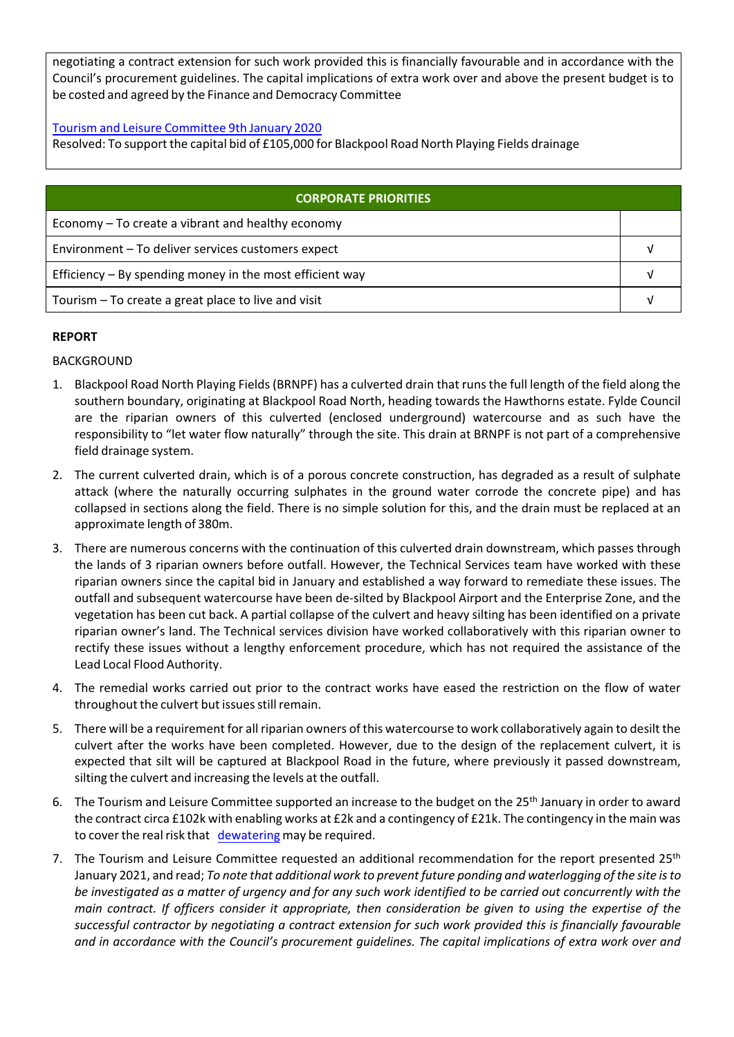negotiating a contract extension for such work provided this is financially favourable and in accordance with the Council's procurement guidelines. The capital implications of extra work over and above the present budget is to be costed and agreed by the Finance and Democracy Committee

[Tourism and Leisure Committee 9th January 2020](#)
Resolved: To support the capital bid of £105,000 for Blackpool Road North Playing Fields drainage

| CORPORATE PRIORITIES | |
|---|---|
| Economy – To create a vibrant and healthy economy | |
| Environment – To deliver services customers expect | √ |
| Efficiency – By spending money in the most efficient way | √ |
| Tourism – To create a great place to live and visit | √ |

**REPORT**

BACKGROUND

1. Blackpool Road North Playing Fields (BRNPF) has a culverted drain that runs the full length of the field along the southern boundary, originating at Blackpool Road North, heading towards the Hawthorns estate. Fylde Council are the riparian owners of this culverted (enclosed underground) watercourse and as such have the responsibility to "let water flow naturally" through the site. This drain at BRNPF is not part of a comprehensive field drainage system.
2. The current culverted drain, which is of a porous concrete construction, has degraded as a result of sulphate attack (where the naturally occurring sulphates in the ground water corrode the concrete pipe) and has collapsed in sections along the field. There is no simple solution for this, and the drain must be replaced at an approximate length of 380m.
3. There are numerous concerns with the continuation of this culverted drain downstream, which passes through the lands of 3 riparian owners before outfall. However, the Technical Services team have worked with these riparian owners since the capital bid in January and established a way forward to remediate these issues. The outfall and subsequent watercourse have been de-silted by Blackpool Airport and the Enterprise Zone, and the vegetation has been cut back. A partial collapse of the culvert and heavy silting has been identified on a private riparian owner's land. The Technical services division have worked collaboratively with this riparian owner to rectify these issues without a lengthy enforcement procedure, which has not required the assistance of the Lead Local Flood Authority.
4. The remedial works carried out prior to the contract works have eased the restriction on the flow of water throughout the culvert but issues still remain.
5. There will be a requirement for all riparian owners of this watercourse to work collaboratively again to desilt the culvert after the works have been completed. However, due to the design of the replacement culvert, it is expected that silt will be captured at Blackpool Road in the future, where previously it passed downstream, silting the culvert and increasing the levels at the outfall.
6. The Tourism and Leisure Committee supported an increase to the budget on the 25th January in order to award the contract circa £102k with enabling works at £2k and a contingency of £21k. The contingency in the main was to cover the real risk that [dewatering](#) may be required.
7. The Tourism and Leisure Committee requested an additional recommendation for the report presented 25th January 2021, and read; *To note that additional work to prevent future ponding and waterlogging of the site is to be investigated as a matter of urgency and for any such work identified to be carried out concurrently with the main contract. If officers consider it appropriate, then consideration be given to using the expertise of the successful contractor by negotiating a contract extension for such work provided this is financially favourable and in accordance with the Council's procurement guidelines. The capital implications of extra work over and*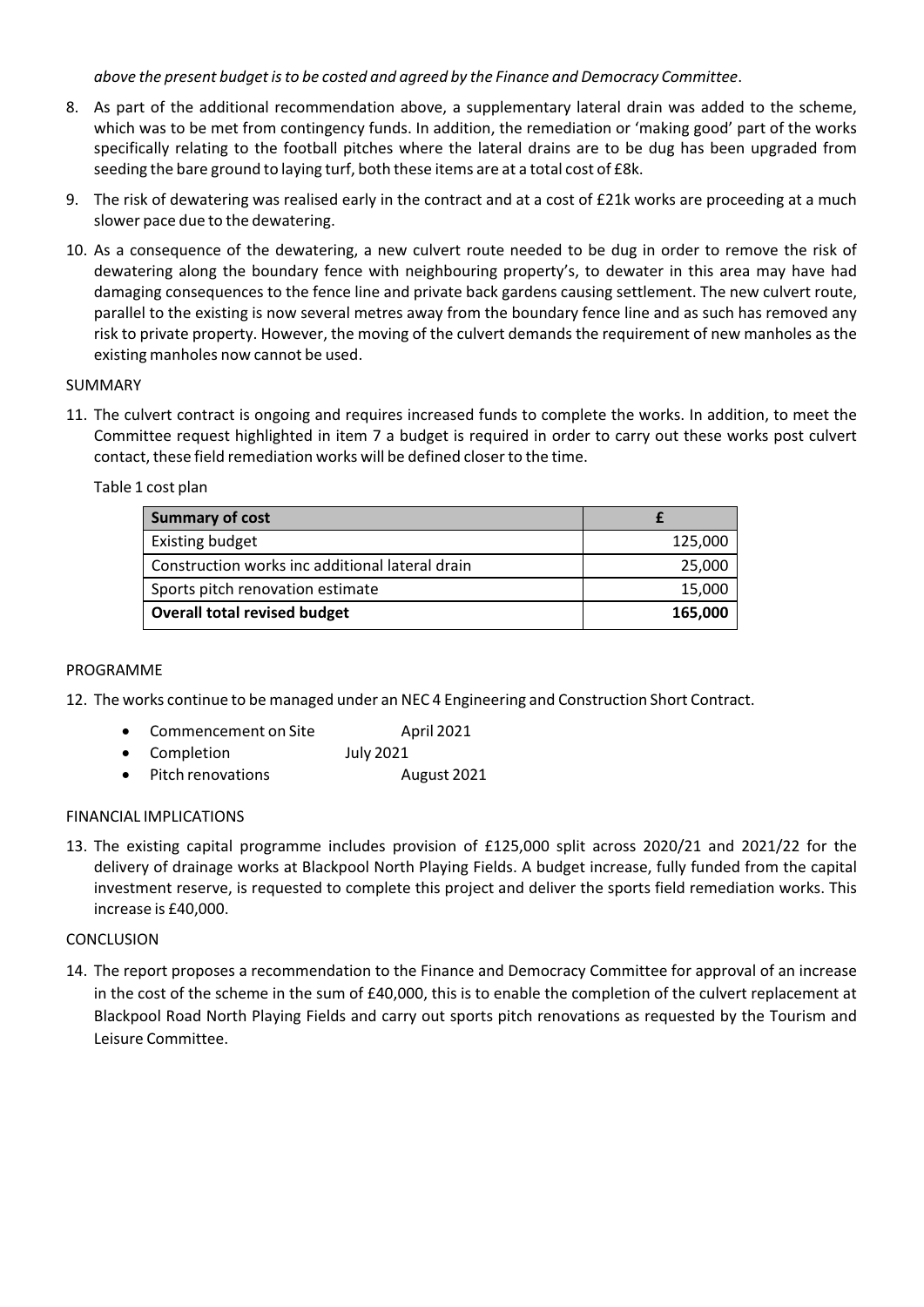*above the present budget is to be costed and agreed by the Finance and Democracy Committee*.

8. As part of the additional recommendation above, a supplementary lateral drain was added to the scheme, which was to be met from contingency funds. In addition, the remediation or 'making good' part of the works specifically relating to the football pitches where the lateral drains are to be dug has been upgraded from seeding the bare ground to laying turf, both these items are at a total cost of £8k.

9. The risk of dewatering was realised early in the contract and at a cost of £21k works are proceeding at a much slower pace due to the dewatering.

10. As a consequence of the dewatering, a new culvert route needed to be dug in order to remove the risk of dewatering along the boundary fence with neighbouring property's, to dewater in this area may have had damaging consequences to the fence line and private back gardens causing settlement. The new culvert route, parallel to the existing is now several metres away from the boundary fence line and as such has removed any risk to private property. However, the moving of the culvert demands the requirement of new manholes as the existing manholes now cannot be used.

SUMMARY

11. The culvert contract is ongoing and requires increased funds to complete the works. In addition, to meet the Committee request highlighted in item 7 a budget is required in order to carry out these works post culvert contact, these field remediation works will be defined closer to the time.

Table 1 cost plan

| **Summary of cost** | **£** |
|---|---|
| Existing budget | 125,000 |
| Construction works inc additional lateral drain | 25,000 |
| Sports pitch renovation estimate | 15,000 |
| **Overall total revised budget** | **165,000** |

PROGRAMME

12. The works continue to be managed under an NEC 4 Engineering and Construction Short Contract.

- Commencement on Site April 2021
- Completion July 2021
- Pitch renovations August 2021

FINANCIAL IMPLICATIONS

13. The existing capital programme includes provision of £125,000 split across 2020/21 and 2021/22 for the delivery of drainage works at Blackpool North Playing Fields. A budget increase, fully funded from the capital investment reserve, is requested to complete this project and deliver the sports field remediation works. This increase is £40,000.

CONCLUSION

14. The report proposes a recommendation to the Finance and Democracy Committee for approval of an increase in the cost of the scheme in the sum of £40,000, this is to enable the completion of the culvert replacement at Blackpool Road North Playing Fields and carry out sports pitch renovations as requested by the Tourism and Leisure Committee.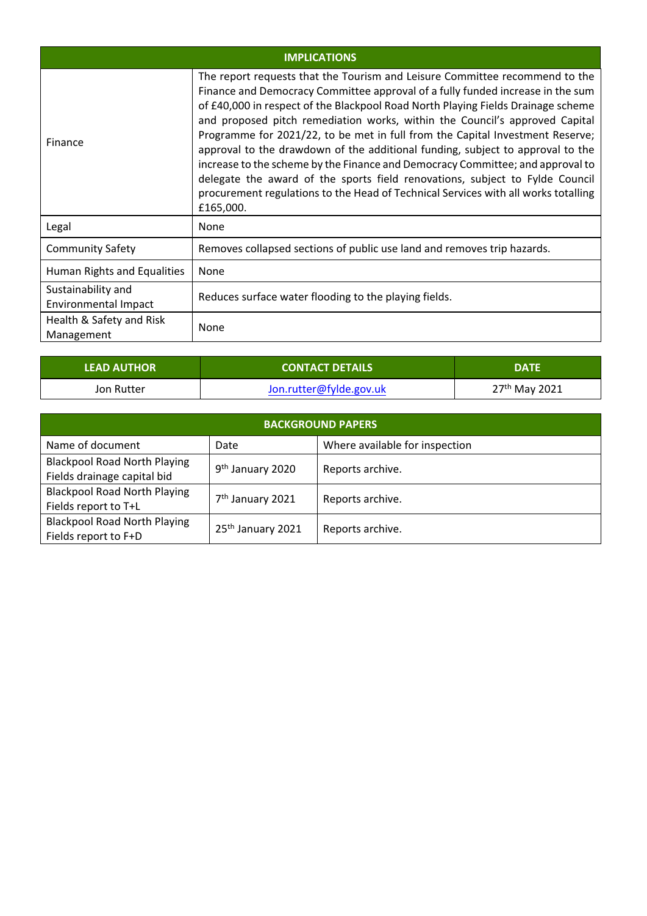| IMPLICATIONS | |
|---|---|
| Finance | The report requests that the Tourism and Leisure Committee recommend to the Finance and Democracy Committee approval of a fully funded increase in the sum of £40,000 in respect of the Blackpool Road North Playing Fields Drainage scheme and proposed pitch remediation works, within the Council's approved Capital Programme for 2021/22, to be met in full from the Capital Investment Reserve; approval to the drawdown of the additional funding, subject to approval to the increase to the scheme by the Finance and Democracy Committee; and approval to delegate the award of the sports field renovations, subject to Fylde Council procurement regulations to the Head of Technical Services with all works totalling £165,000. |
| Legal | None |
| Community Safety | Removes collapsed sections of public use land and removes trip hazards. |
| Human Rights and Equalities | None |
| Sustainability and Environmental Impact | Reduces surface water flooding to the playing fields. |
| Health & Safety and Risk Management | None |

| LEAD AUTHOR | CONTACT DETAILS | DATE |
|---|---|---|
| Jon Rutter | Jon.rutter@fylde.gov.uk | 27th May 2021 |

| BACKGROUND PAPERS | | |
|---|---|---|
| Name of document | Date | Where available for inspection |
| Blackpool Road North Playing Fields drainage capital bid | 9th January 2020 | Reports archive. |
| Blackpool Road North Playing Fields report to T+L | 7th January 2021 | Reports archive. |
| Blackpool Road North Playing Fields report to F+D | 25th January 2021 | Reports archive. |